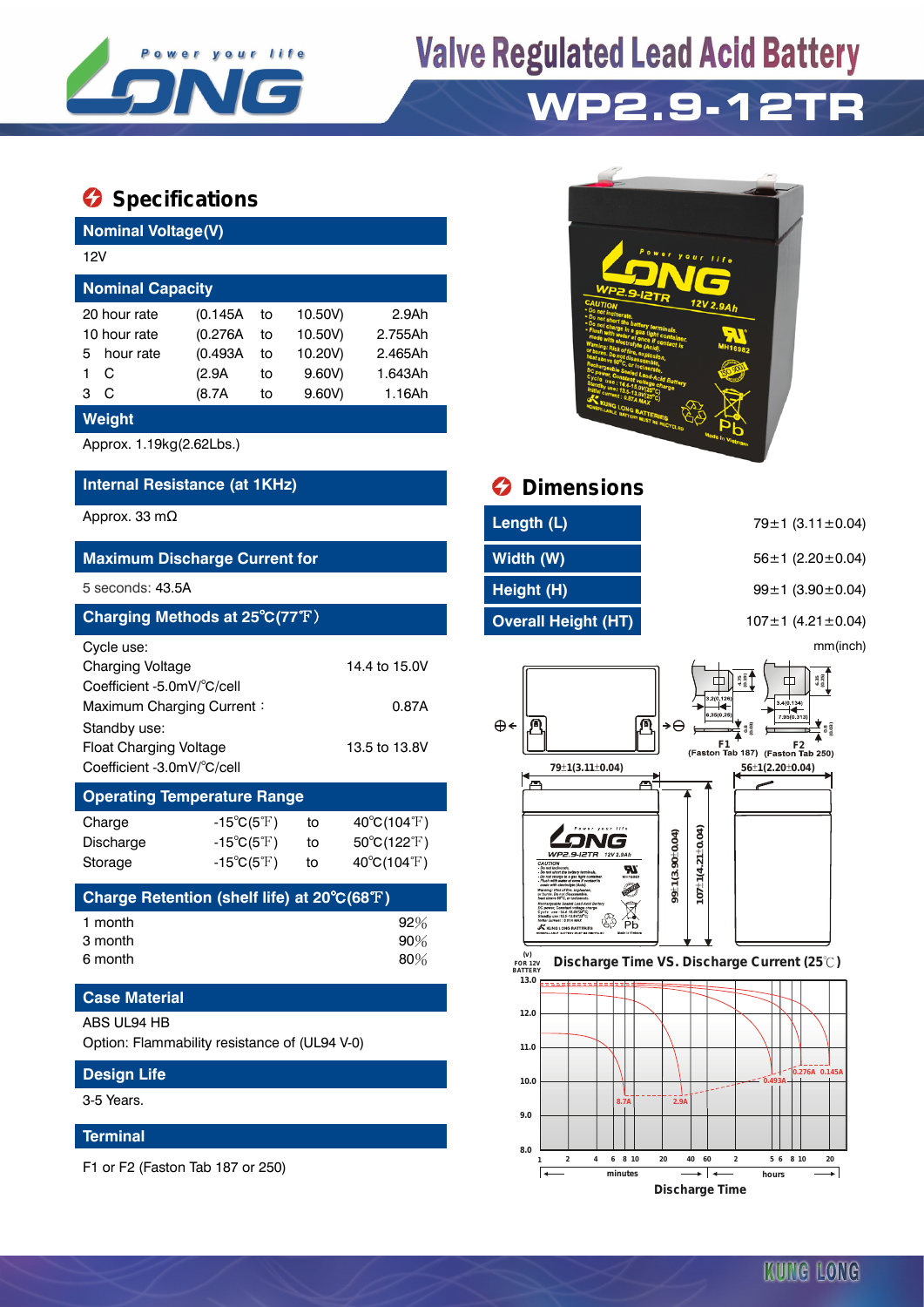# Valve Regulated Lead Acid Battery

# WP2.9-12TR

## Specifications

### Nominal Voltage(V)

12V

### Nominal Capacity

| | | | | |
|---|---|---|---|---|
| 20 hour rate | (0.145A | to | 10.50V) | 2.9Ah |
| 10 hour rate | (0.276A | to | 10.50V) | 2.755Ah |
| 5 hour rate | (0.493A | to | 10.20V) | 2.465Ah |
| 1 C | (2.9A | to | 9.60V) | 1.643Ah |
| 3 C | (8.7A | to | 9.60V) | 1.16Ah |

### Weight

Approx. 1.19kg(2.62Lbs.)

### Internal Resistance (at 1KHz)

Approx. 33 mΩ

### Maximum Discharge Current for

5 seconds: 43.5A

### Charging Methods at 25℃(77℉)

Cycle use:

| | |
|---|---|
| Charging Voltage | 14.4 to 15.0V |
| Coefficient -5.0mV/℃/cell | |
| Maximum Charging Current： | 0.87A |

Standby use:

| | |
|---|---|
| Float Charging Voltage | 13.5 to 13.8V |
| Coefficient -3.0mV/℃/cell | |

### Operating Temperature Range

| | | | |
|---|---|---|---|
| Charge | -15℃(5℉) | to | 40℃(104℉) |
| Discharge | -15℃(5℉) | to | 50℃(122℉) |
| Storage | -15℃(5℉) | to | 40℃(104℉) |

### Charge Retention (shelf life) at 20℃(68℉)

| | |
|---|---|
| 1 month | 92% |
| 3 month | 90% |
| 6 month | 80% |

### Case Material

ABS UL94 HB

Option: Flammability resistance of (UL94 V-0)

### Design Life

3-5 Years.

### Terminal

F1 or F2 (Faston Tab 187 or 250)

## Dimensions

| | |
|---|---|
| Length (L) | 79±1 (3.11±0.04) |
| Width (W) | 56±1 (2.20±0.04) |
| Height (H) | 99±1 (3.90±0.04) |
| Overall Height (HT) | 107±1 (4.21±0.04) |

mm(inch)

F1 (Faston Tab 187) F2 (Faston Tab 250)

79±1(3.11±0.04) 56±1(2.20±0.04) 99±1(3.90±0.04) 107±1(4.21±0.04)

### Discharge Time VS. Discharge Current (25℃)

(V) FOR 12V BATTERY

Curves: 8.7A, 2.9A, 0.493A, 0.276A, 0.145A

Discharge Time (minutes: 1 2 4 6 8 10 20 40 60; hours: 2 5 6 8 10 20)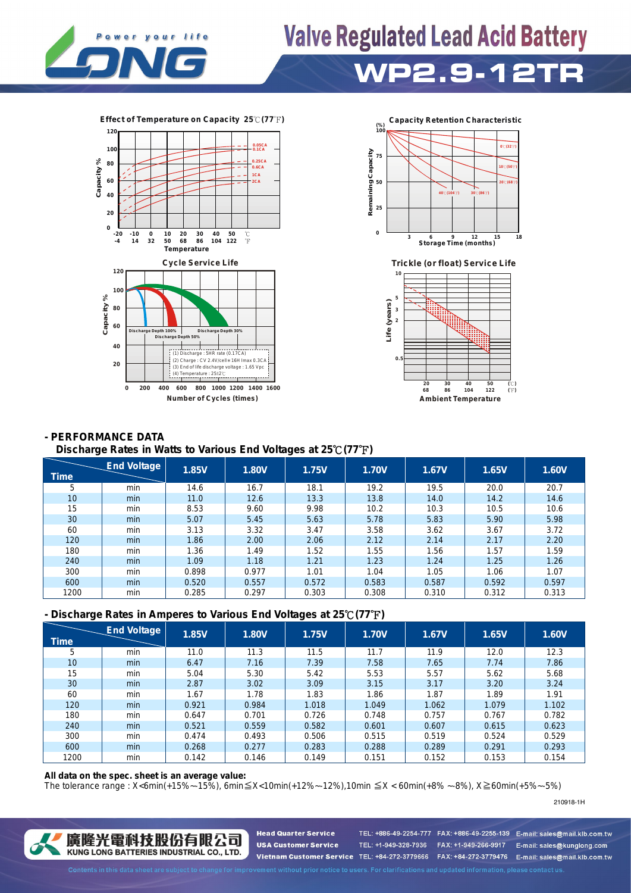Power your life

LONG

# Valve Regulated Lead Acid Battery

# WP2.9-12TR

Effect of Temperature on Capacity 25℃(77℉)

120
100
80
60
40
20
0

Capacity %

0.05CA
0.1CA
0.25CA
0.6CA
1CA
2CA

-20 -10 0 10 20 30 40 50 ℃
-4 14 32 50 68 86 104 122 ℉

Temperature

Capacity Retention Characteristic

(%)
100
75
50
25
0

Remaining Capacity

0℃(32℉)
10℃(50℉)
20℃(68℉)
30℃(86℉)
40℃(104℉)

3 6 9 12 15 18

Storage Time (months)

Cycle Service Life

120
100
80
60
40
20

Capacity %

Discharge Depth 100%
Discharge Depth 50%
Discharge Depth 30%

(1) Discharge : 5HR rate (0.17CA)
(2) Charge : CV 2.4V/cell≡16H Imax 0.3CA
(3) End of life discharge voltage : 1.65 Vpc
(4) Temperature : 25±2℃

0 200 400 600 800 1000 1200 1400 1600

Number of Cycles (times)

Trickle (or float) Service Life

10
5
3
2
0.5

Life (years)

20 30 40 50 (℃)
68 86 104 122 (℉)

Ambient Temperature

## - PERFORMANCE DATA

### Discharge Rates in Watts to Various End Voltages at 25℃(77℉)

| Time | | 1.85V | 1.80V | 1.75V | 1.70V | 1.67V | 1.65V | 1.60V |
|---|---|---|---|---|---|---|---|---|
| 5 | min | 14.6 | 16.7 | 18.1 | 19.2 | 19.5 | 20.0 | 20.7 |
| 10 | min | 11.0 | 12.6 | 13.3 | 13.8 | 14.0 | 14.2 | 14.6 |
| 15 | min | 8.53 | 9.60 | 9.98 | 10.2 | 10.3 | 10.5 | 10.6 |
| 30 | min | 5.07 | 5.45 | 5.63 | 5.78 | 5.83 | 5.90 | 5.98 |
| 60 | min | 3.13 | 3.32 | 3.47 | 3.58 | 3.62 | 3.67 | 3.72 |
| 120 | min | 1.86 | 2.00 | 2.06 | 2.12 | 2.14 | 2.17 | 2.20 |
| 180 | min | 1.36 | 1.49 | 1.52 | 1.55 | 1.56 | 1.57 | 1.59 |
| 240 | min | 1.09 | 1.18 | 1.21 | 1.23 | 1.24 | 1.25 | 1.26 |
| 300 | min | 0.898 | 0.977 | 1.01 | 1.04 | 1.05 | 1.06 | 1.07 |
| 600 | min | 0.520 | 0.557 | 0.572 | 0.583 | 0.587 | 0.592 | 0.597 |
| 1200 | min | 0.285 | 0.297 | 0.303 | 0.308 | 0.310 | 0.312 | 0.313 |

### - Discharge Rates in Amperes to Various End Voltages at 25℃(77℉)

| Time | | 1.85V | 1.80V | 1.75V | 1.70V | 1.67V | 1.65V | 1.60V |
|---|---|---|---|---|---|---|---|---|
| 5 | min | 11.0 | 11.3 | 11.5 | 11.7 | 11.9 | 12.0 | 12.3 |
| 10 | min | 6.47 | 7.16 | 7.39 | 7.58 | 7.65 | 7.74 | 7.86 |
| 15 | min | 5.04 | 5.30 | 5.42 | 5.53 | 5.57 | 5.62 | 5.68 |
| 30 | min | 2.87 | 3.02 | 3.09 | 3.15 | 3.17 | 3.20 | 3.24 |
| 60 | min | 1.67 | 1.78 | 1.83 | 1.86 | 1.87 | 1.89 | 1.91 |
| 120 | min | 0.921 | 0.984 | 1.018 | 1.049 | 1.062 | 1.079 | 1.102 |
| 180 | min | 0.647 | 0.701 | 0.726 | 0.748 | 0.757 | 0.767 | 0.782 |
| 240 | min | 0.521 | 0.559 | 0.582 | 0.601 | 0.607 | 0.615 | 0.623 |
| 300 | min | 0.474 | 0.493 | 0.506 | 0.515 | 0.519 | 0.524 | 0.529 |
| 600 | min | 0.268 | 0.277 | 0.283 | 0.288 | 0.289 | 0.291 | 0.293 |
| 1200 | min | 0.142 | 0.146 | 0.149 | 0.151 | 0.152 | 0.153 | 0.154 |

**All data on the spec. sheet is an average value:**
The tolerance range : X<6min(+15%~-15%), 6min≦X<10min(+12%~-12%),10min ≦X < 60min(+8% ~-8%), X≧60min(+5%~-5%)

210918-1H

廣隆光電科技股份有限公司
KUNG LONG BATTERIES INDUSTRIAL CO., LTD.

| | | | |
|---|---|---|---|
| Head Quarter Service | TEL: +886-49-2254-777 | FAX: +886-49-2255-139 | E-mail: sales@mail.klb.com.tw |
| USA Customer Service | TEL: +1-949-328-7936 | FAX: +1-949-266-9917 | E-mail: sales@kunglong.com |
| Vietnam Customer Service | TEL: +84-272-3779666 | FAX: +84-272-3779476 | E-mail: sales@mail.klb.com.tw |

Contents in this data sheet are subject to change for improvement without prior notice to users. For clarifications and updated information, please contact us.